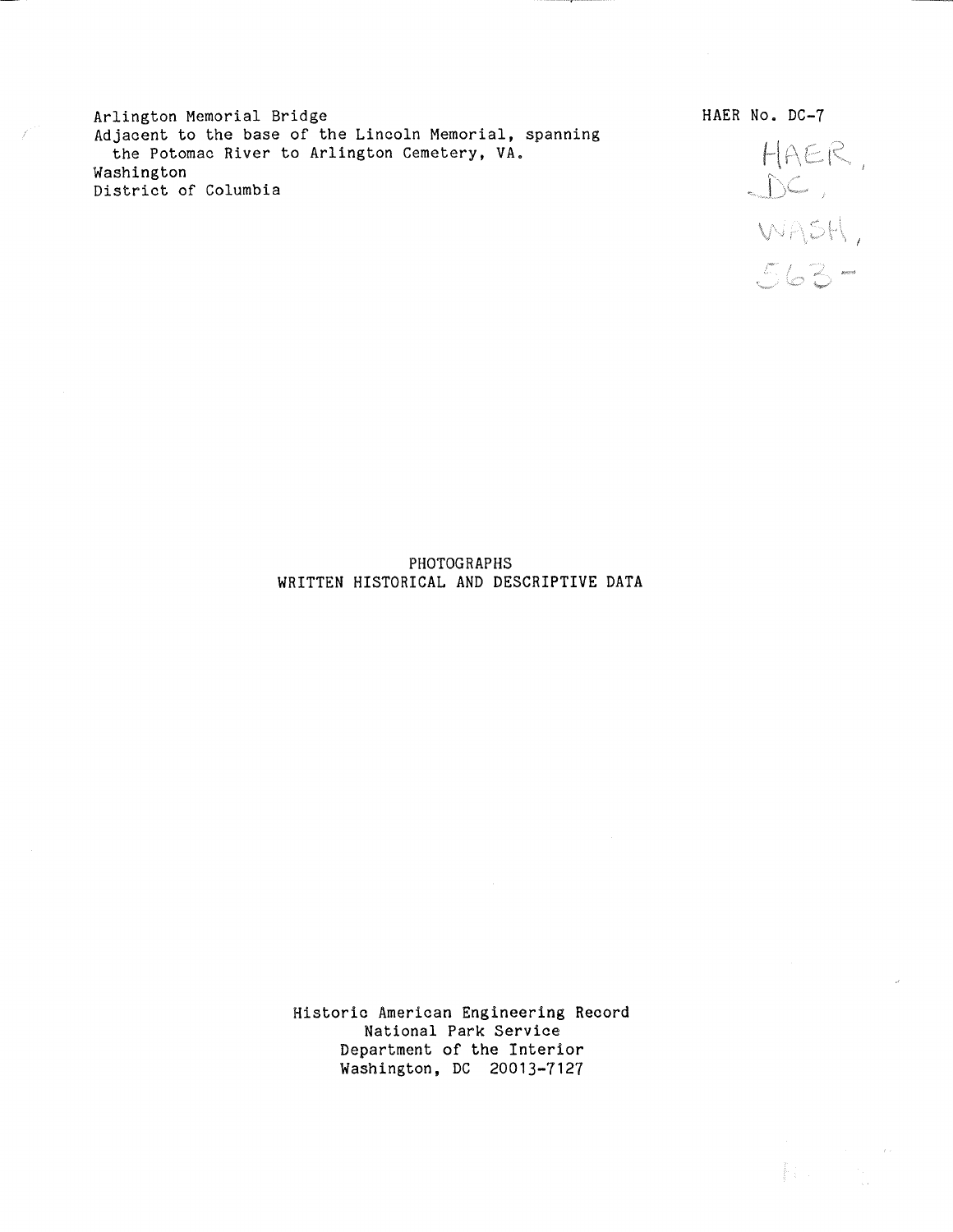Arlington Memorial Bridge
Adjacent to the base of the Lincoln Memorial, spanning the Potomac River to Arlington Cemetery, VA.
Washington
District of Columbia

HAER No. DC-7

HAER, DC, WASH, 563-

PHOTOGRAPHS
WRITTEN HISTORICAL AND DESCRIPTIVE DATA

Historic American Engineering Record
National Park Service
Department of the Interior
Washington, DC 20013-7127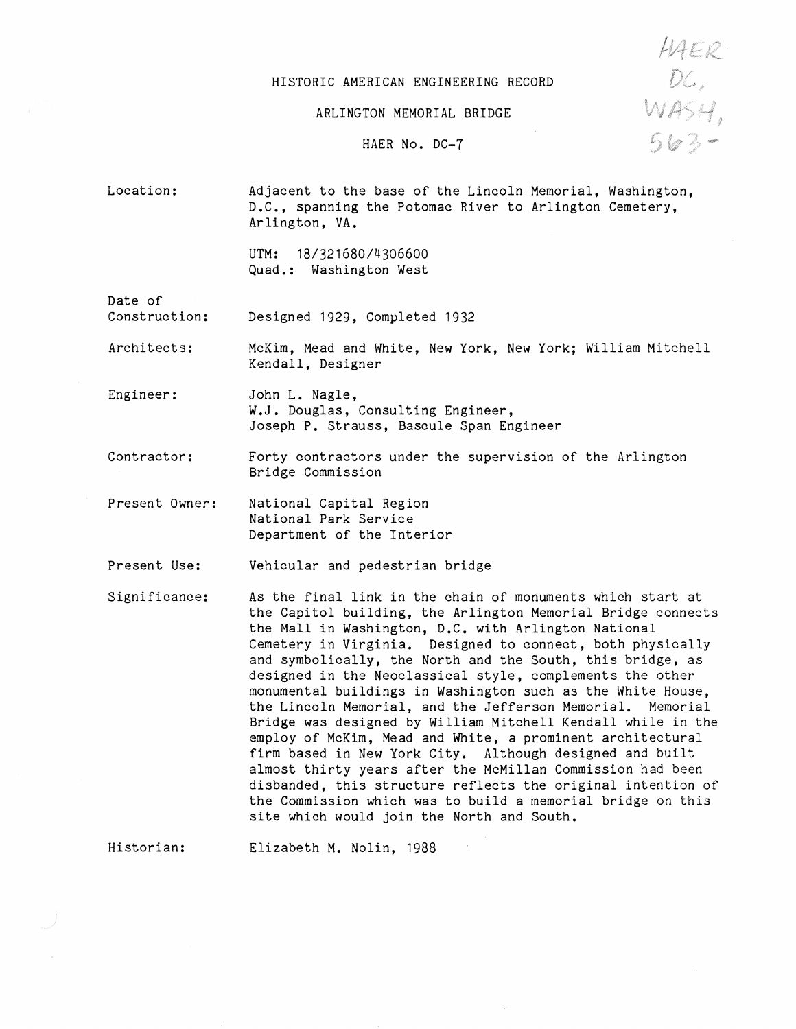HAER
DC,
WASH,
563-

# HISTORIC AMERICAN ENGINEERING RECORD

## ARLINGTON MEMORIAL BRIDGE

### HAER No. DC-7

**Location:** Adjacent to the base of the Lincoln Memorial, Washington, D.C., spanning the Potomac River to Arlington Cemetery, Arlington, VA.

UTM: 18/321680/4306600
Quad.: Washington West

**Date of Construction:** Designed 1929, Completed 1932

**Architects:** McKim, Mead and White, New York, New York; William Mitchell Kendall, Designer

**Engineer:** John L. Nagle,
W.J. Douglas, Consulting Engineer,
Joseph P. Strauss, Bascule Span Engineer

**Contractor:** Forty contractors under the supervision of the Arlington Bridge Commission

**Present Owner:** National Capital Region
National Park Service
Department of the Interior

**Present Use:** Vehicular and pedestrian bridge

**Significance:** As the final link in the chain of monuments which start at the Capitol building, the Arlington Memorial Bridge connects the Mall in Washington, D.C. with Arlington National Cemetery in Virginia. Designed to connect, both physically and symbolically, the North and the South, this bridge, as designed in the Neoclassical style, complements the other monumental buildings in Washington such as the White House, the Lincoln Memorial, and the Jefferson Memorial. Memorial Bridge was designed by William Mitchell Kendall while in the employ of McKim, Mead and White, a prominent architectural firm based in New York City. Although designed and built almost thirty years after the McMillan Commission had been disbanded, this structure reflects the original intention of the Commission which was to build a memorial bridge on this site which would join the North and South.

**Historian:** Elizabeth M. Nolin, 1988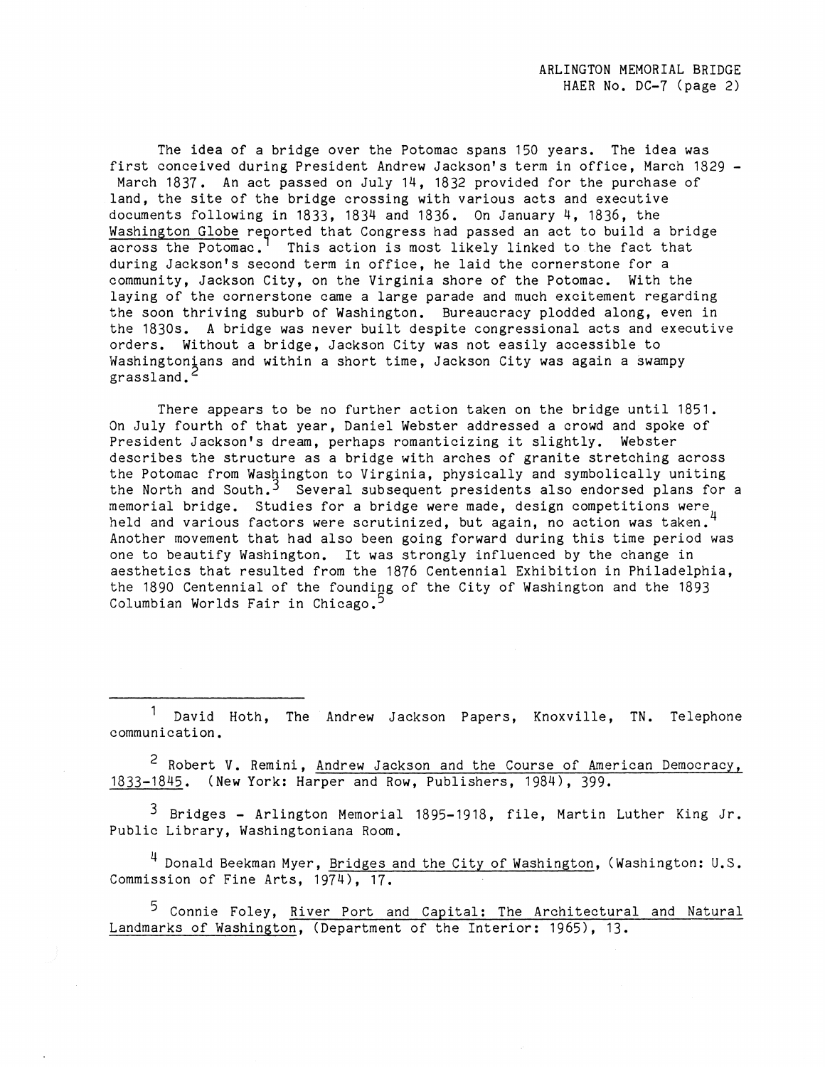The idea of a bridge over the Potomac spans 150 years. The idea was first conceived during President Andrew Jackson's term in office, March 1829 - March 1837. An act passed on July 14, 1832 provided for the purchase of land, the site of the bridge crossing with various acts and executive documents following in 1833, 1834 and 1836. On January 4, 1836, the Washington Globe reported that Congress had passed an act to build a bridge across the Potomac.[1] This action is most likely linked to the fact that during Jackson's second term in office, he laid the cornerstone for a community, Jackson City, on the Virginia shore of the Potomac. With the laying of the cornerstone came a large parade and much excitement regarding the soon thriving suburb of Washington. Bureaucracy plodded along, even in the 1830s. A bridge was never built despite congressional acts and executive orders. Without a bridge, Jackson City was not easily accessible to Washingtonians and within a short time, Jackson City was again a swampy grassland.[2]

There appears to be no further action taken on the bridge until 1851. On July fourth of that year, Daniel Webster addressed a crowd and spoke of President Jackson's dream, perhaps romanticizing it slightly. Webster describes the structure as a bridge with arches of granite stretching across the Potomac from Washington to Virginia, physically and symbolically uniting the North and South.[3] Several subsequent presidents also endorsed plans for a memorial bridge. Studies for a bridge were made, design competitions were held and various factors were scrutinized, but again, no action was taken.[4] Another movement that had also been going forward during this time period was one to beautify Washington. It was strongly influenced by the change in aesthetics that resulted from the 1876 Centennial Exhibition in Philadelphia, the 1890 Centennial of the founding of the City of Washington and the 1893 Columbian Worlds Fair in Chicago.[5]

---

[1] David Hoth, The Andrew Jackson Papers, Knoxville, TN. Telephone communication.

[2] Robert V. Remini, Andrew Jackson and the Course of American Democracy, 1833-1845. (New York: Harper and Row, Publishers, 1984), 399.

[3] Bridges - Arlington Memorial 1895-1918, file, Martin Luther King Jr. Public Library, Washingtoniana Room.

[4] Donald Beekman Myer, Bridges and the City of Washington, (Washington: U.S. Commission of Fine Arts, 1974), 17.

[5] Connie Foley, River Port and Capital: The Architectural and Natural Landmarks of Washington, (Department of the Interior: 1965), 13.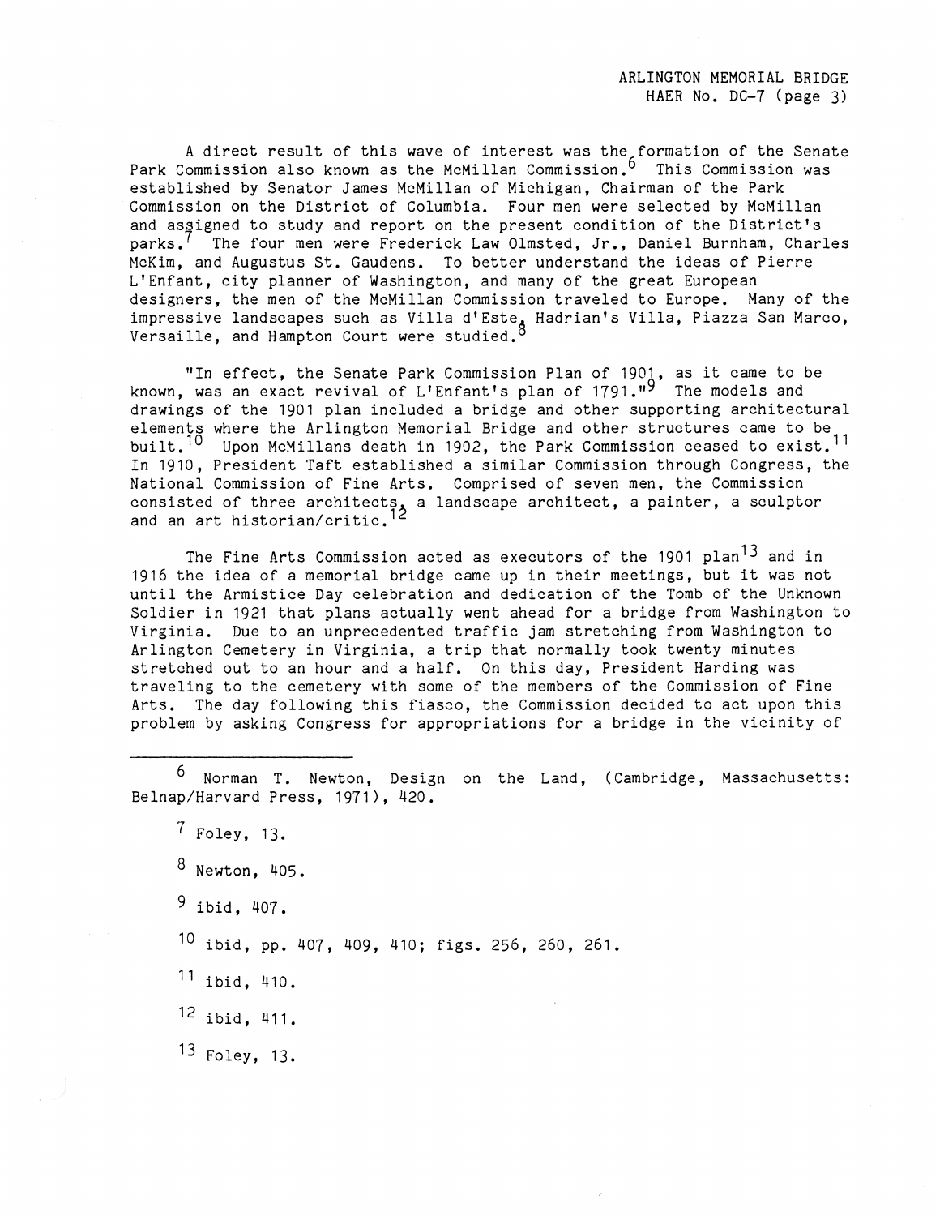A direct result of this wave of interest was the formation of the Senate Park Commission also known as the McMillan Commission.[6] This Commission was established by Senator James McMillan of Michigan, Chairman of the Park Commission on the District of Columbia. Four men were selected by McMillan and assigned to study and report on the present condition of the District's parks.[7] The four men were Frederick Law Olmsted, Jr., Daniel Burnham, Charles McKim, and Augustus St. Gaudens. To better understand the ideas of Pierre L'Enfant, city planner of Washington, and many of the great European designers, the men of the McMillan Commission traveled to Europe. Many of the impressive landscapes such as Villa d'Este, Hadrian's Villa, Piazza San Marco, Versaille, and Hampton Court were studied.[8]

"In effect, the Senate Park Commission Plan of 1901, as it came to be known, was an exact revival of L'Enfant's plan of 1791."[9] The models and drawings of the 1901 plan included a bridge and other supporting architectural elements where the Arlington Memorial Bridge and other structures came to be built.[10] Upon McMillans death in 1902, the Park Commission ceased to exist.[11] In 1910, President Taft established a similar Commission through Congress, the National Commission of Fine Arts. Comprised of seven men, the Commission consisted of three architects, a landscape architect, a painter, a sculptor and an art historian/critic.[12]

The Fine Arts Commission acted as executors of the 1901 plan[13] and in 1916 the idea of a memorial bridge came up in their meetings, but it was not until the Armistice Day celebration and dedication of the Tomb of the Unknown Soldier in 1921 that plans actually went ahead for a bridge from Washington to Virginia. Due to an unprecedented traffic jam stretching from Washington to Arlington Cemetery in Virginia, a trip that normally took twenty minutes stretched out to an hour and a half. On this day, President Harding was traveling to the cemetery with some of the members of the Commission of Fine Arts. The day following this fiasco, the Commission decided to act upon this problem by asking Congress for appropriations for a bridge in the vicinity of

---

[6] Norman T. Newton, Design on the Land, (Cambridge, Massachusetts: Belnap/Harvard Press, 1971), 420.

[7] Foley, 13.

[8] Newton, 405.

[9] ibid, 407.

[10] ibid, pp. 407, 409, 410; figs. 256, 260, 261.

[11] ibid, 410.

[12] ibid, 411.

[13] Foley, 13.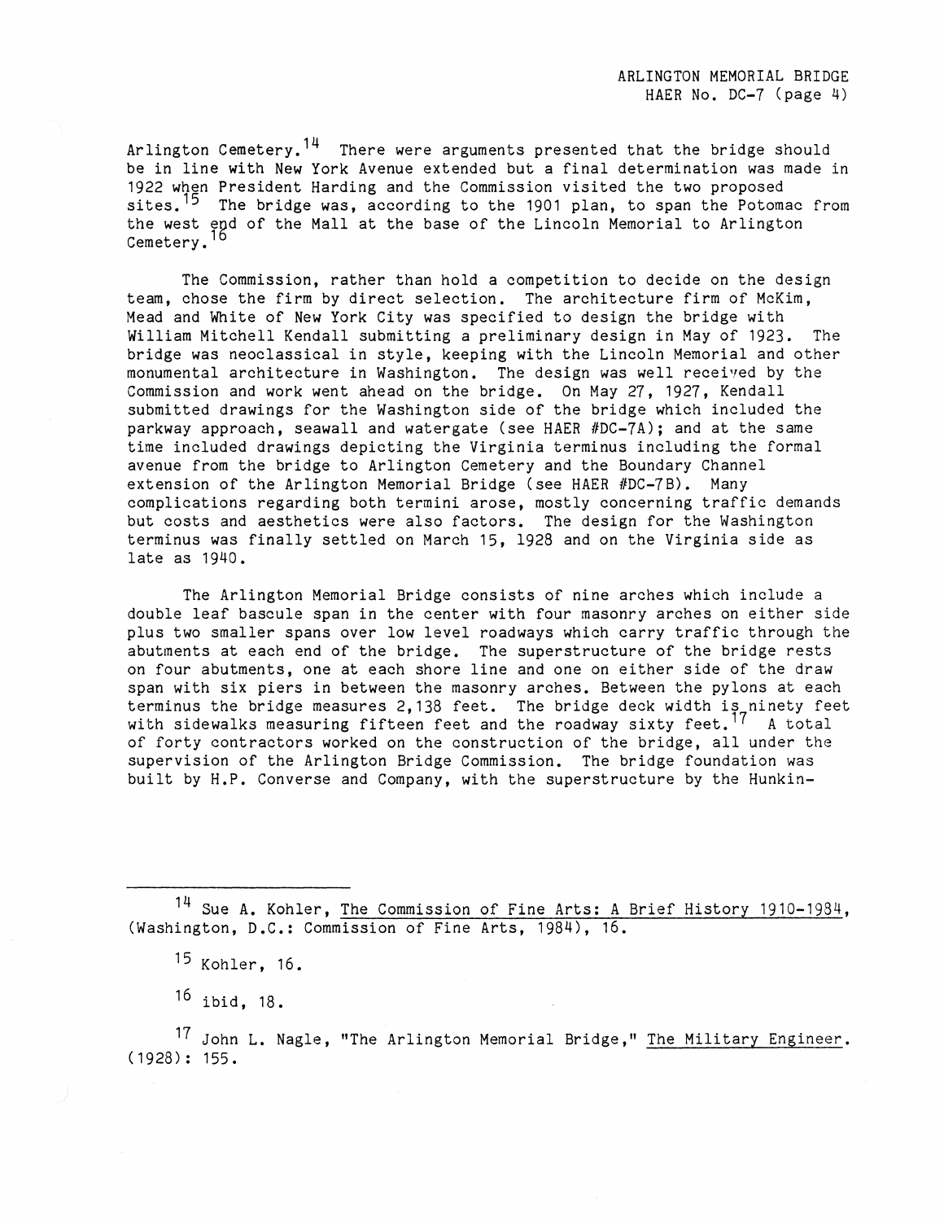Arlington Cemetery.[14] There were arguments presented that the bridge should be in line with New York Avenue extended but a final determination was made in 1922 when President Harding and the Commission visited the two proposed sites.[15] The bridge was, according to the 1901 plan, to span the Potomac from the west end of the Mall at the base of the Lincoln Memorial to Arlington Cemetery.[16]

The Commission, rather than hold a competition to decide on the design team, chose the firm by direct selection. The architecture firm of McKim, Mead and White of New York City was specified to design the bridge with William Mitchell Kendall submitting a preliminary design in May of 1923. The bridge was neoclassical in style, keeping with the Lincoln Memorial and other monumental architecture in Washington. The design was well received by the Commission and work went ahead on the bridge. On May 27, 1927, Kendall submitted drawings for the Washington side of the bridge which included the parkway approach, seawall and watergate (see HAER #DC-7A); and at the same time included drawings depicting the Virginia terminus including the formal avenue from the bridge to Arlington Cemetery and the Boundary Channel extension of the Arlington Memorial Bridge (see HAER #DC-7B). Many complications regarding both termini arose, mostly concerning traffic demands but costs and aesthetics were also factors. The design for the Washington terminus was finally settled on March 15, 1928 and on the Virginia side as late as 1940.

The Arlington Memorial Bridge consists of nine arches which include a double leaf bascule span in the center with four masonry arches on either side plus two smaller spans over low level roadways which carry traffic through the abutments at each end of the bridge. The superstructure of the bridge rests on four abutments, one at each shore line and one on either side of the draw span with six piers in between the masonry arches. Between the pylons at each terminus the bridge measures 2,138 feet. The bridge deck width is ninety feet with sidewalks measuring fifteen feet and the roadway sixty feet.[17] A total of forty contractors worked on the construction of the bridge, all under the supervision of the Arlington Bridge Commission. The bridge foundation was built by H.P. Converse and Company, with the superstructure by the Hunkin-

---

[14] Sue A. Kohler, The Commission of Fine Arts: A Brief History 1910-1984, (Washington, D.C.: Commission of Fine Arts, 1984), 16.

[15] Kohler, 16.

[16] ibid, 18.

[17] John L. Nagle, "The Arlington Memorial Bridge," The Military Engineer. (1928): 155.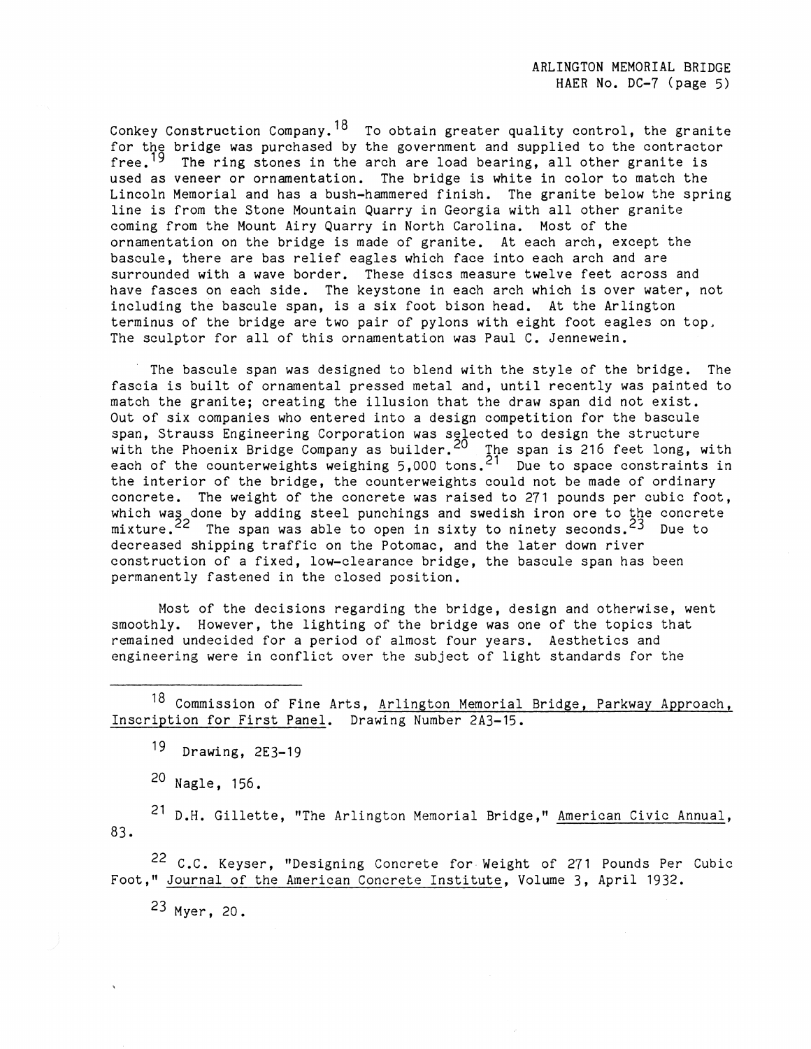Conkey Construction Company.[18] To obtain greater quality control, the granite for the bridge was purchased by the government and supplied to the contractor free.[19] The ring stones in the arch are load bearing, all other granite is used as veneer or ornamentation. The bridge is white in color to match the Lincoln Memorial and has a bush-hammered finish. The granite below the spring line is from the Stone Mountain Quarry in Georgia with all other granite coming from the Mount Airy Quarry in North Carolina. Most of the ornamentation on the bridge is made of granite. At each arch, except the bascule, there are bas relief eagles which face into each arch and are surrounded with a wave border. These discs measure twelve feet across and have fasces on each side. The keystone in each arch which is over water, not including the bascule span, is a six foot bison head. At the Arlington terminus of the bridge are two pair of pylons with eight foot eagles on top. The sculptor for all of this ornamentation was Paul C. Jennewein.

The bascule span was designed to blend with the style of the bridge. The fascia is built of ornamental pressed metal and, until recently was painted to match the granite; creating the illusion that the draw span did not exist. Out of six companies who entered into a design competition for the bascule span, Strauss Engineering Corporation was selected to design the structure with the Phoenix Bridge Company as builder.[20] The span is 216 feet long, with each of the counterweights weighing 5,000 tons.[21] Due to space constraints in the interior of the bridge, the counterweights could not be made of ordinary concrete. The weight of the concrete was raised to 271 pounds per cubic foot, which was done by adding steel punchings and swedish iron ore to the concrete mixture.[22] The span was able to open in sixty to ninety seconds.[23] Due to decreased shipping traffic on the Potomac, and the later down river construction of a fixed, low-clearance bridge, the bascule span has been permanently fastened in the closed position.

Most of the decisions regarding the bridge, design and otherwise, went smoothly. However, the lighting of the bridge was one of the topics that remained undecided for a period of almost four years. Aesthetics and engineering were in conflict over the subject of light standards for the

---

[18] Commission of Fine Arts, Arlington Memorial Bridge, Parkway Approach, Inscription for First Panel. Drawing Number 2A3-15.

[19] Drawing, 2E3-19

[20] Nagle, 156.

[21] D.H. Gillette, "The Arlington Memorial Bridge," American Civic Annual, 83.

[22] C.C. Keyser, "Designing Concrete for Weight of 271 Pounds Per Cubic Foot," Journal of the American Concrete Institute, Volume 3, April 1932.

[23] Myer, 20.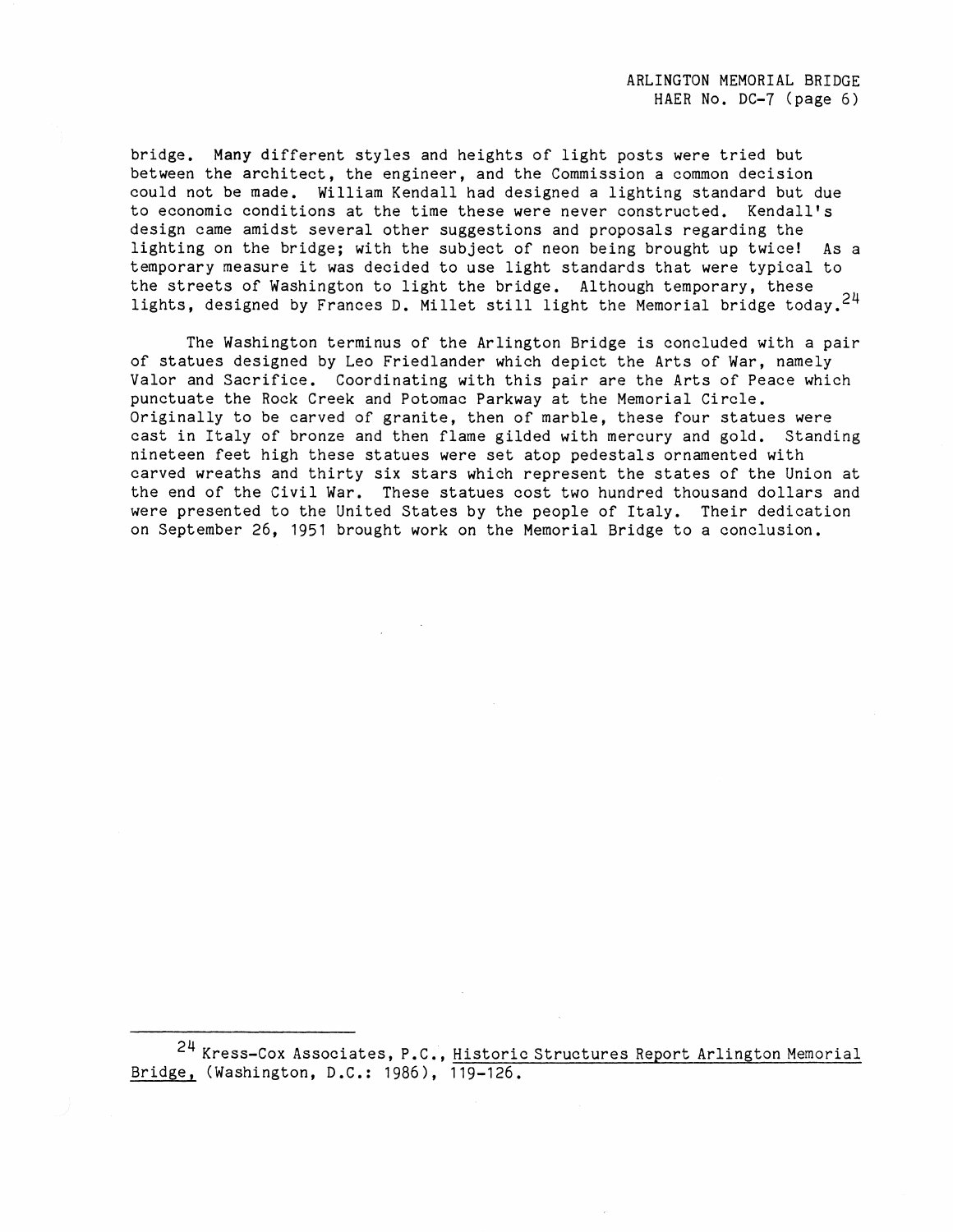bridge. Many different styles and heights of light posts were tried but between the architect, the engineer, and the Commission a common decision could not be made. William Kendall had designed a lighting standard but due to economic conditions at the time these were never constructed. Kendall's design came amidst several other suggestions and proposals regarding the lighting on the bridge; with the subject of neon being brought up twice! As a temporary measure it was decided to use light standards that were typical to the streets of Washington to light the bridge. Although temporary, these lights, designed by Frances D. Millet still light the Memorial bridge today.[24]

The Washington terminus of the Arlington Bridge is concluded with a pair of statues designed by Leo Friedlander which depict the Arts of War, namely Valor and Sacrifice. Coordinating with this pair are the Arts of Peace which punctuate the Rock Creek and Potomac Parkway at the Memorial Circle. Originally to be carved of granite, then of marble, these four statues were cast in Italy of bronze and then flame gilded with mercury and gold. Standing nineteen feet high these statues were set atop pedestals ornamented with carved wreaths and thirty six stars which represent the states of the Union at the end of the Civil War. These statues cost two hundred thousand dollars and were presented to the United States by the people of Italy. Their dedication on September 26, 1951 brought work on the Memorial Bridge to a conclusion.

---

[24] Kress-Cox Associates, P.C., Historic Structures Report Arlington Memorial Bridge, (Washington, D.C.: 1986), 119-126.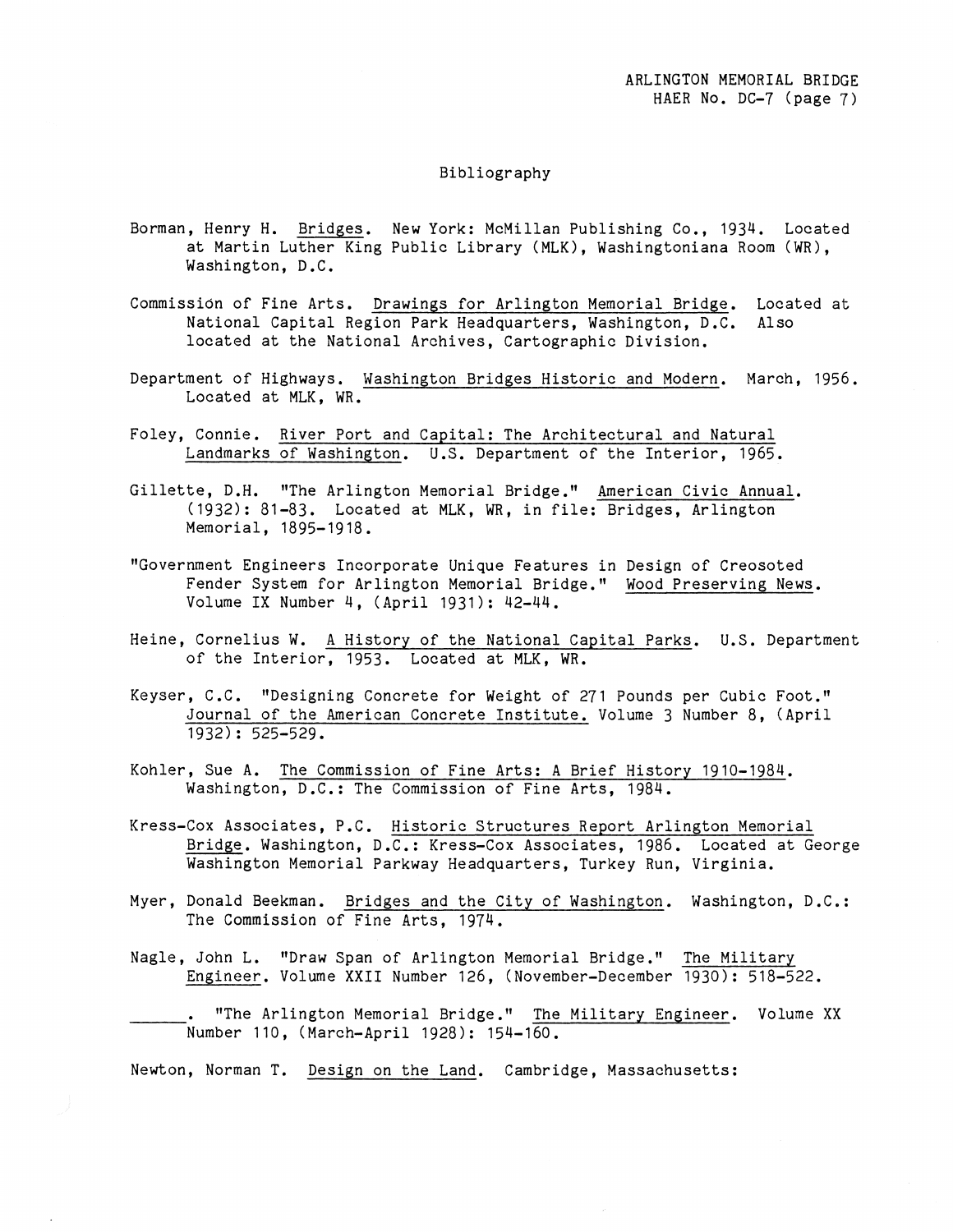## Bibliography

Borman, Henry H. Bridges. New York: McMillan Publishing Co., 1934. Located at Martin Luther King Public Library (MLK), Washingtoniana Room (WR), Washington, D.C.

Commission of Fine Arts. Drawings for Arlington Memorial Bridge. Located at National Capital Region Park Headquarters, Washington, D.C. Also located at the National Archives, Cartographic Division.

Department of Highways. Washington Bridges Historic and Modern. March, 1956. Located at MLK, WR.

Foley, Connie. River Port and Capital: The Architectural and Natural Landmarks of Washington. U.S. Department of the Interior, 1965.

Gillette, D.H. "The Arlington Memorial Bridge." American Civic Annual. (1932): 81-83. Located at MLK, WR, in file: Bridges, Arlington Memorial, 1895-1918.

"Government Engineers Incorporate Unique Features in Design of Creosoted Fender System for Arlington Memorial Bridge." Wood Preserving News. Volume IX Number 4, (April 1931): 42-44.

Heine, Cornelius W. A History of the National Capital Parks. U.S. Department of the Interior, 1953. Located at MLK, WR.

Keyser, C.C. "Designing Concrete for Weight of 271 Pounds per Cubic Foot." Journal of the American Concrete Institute. Volume 3 Number 8, (April 1932): 525-529.

Kohler, Sue A. The Commission of Fine Arts: A Brief History 1910-1984. Washington, D.C.: The Commission of Fine Arts, 1984.

Kress-Cox Associates, P.C. Historic Structures Report Arlington Memorial Bridge. Washington, D.C.: Kress-Cox Associates, 1986. Located at George Washington Memorial Parkway Headquarters, Turkey Run, Virginia.

Myer, Donald Beekman. Bridges and the City of Washington. Washington, D.C.: The Commission of Fine Arts, 1974.

Nagle, John L. "Draw Span of Arlington Memorial Bridge." The Military Engineer. Volume XXII Number 126, (November-December 1930): 518-522.

______. "The Arlington Memorial Bridge." The Military Engineer. Volume XX Number 110, (March-April 1928): 154-160.

Newton, Norman T. Design on the Land. Cambridge, Massachusetts: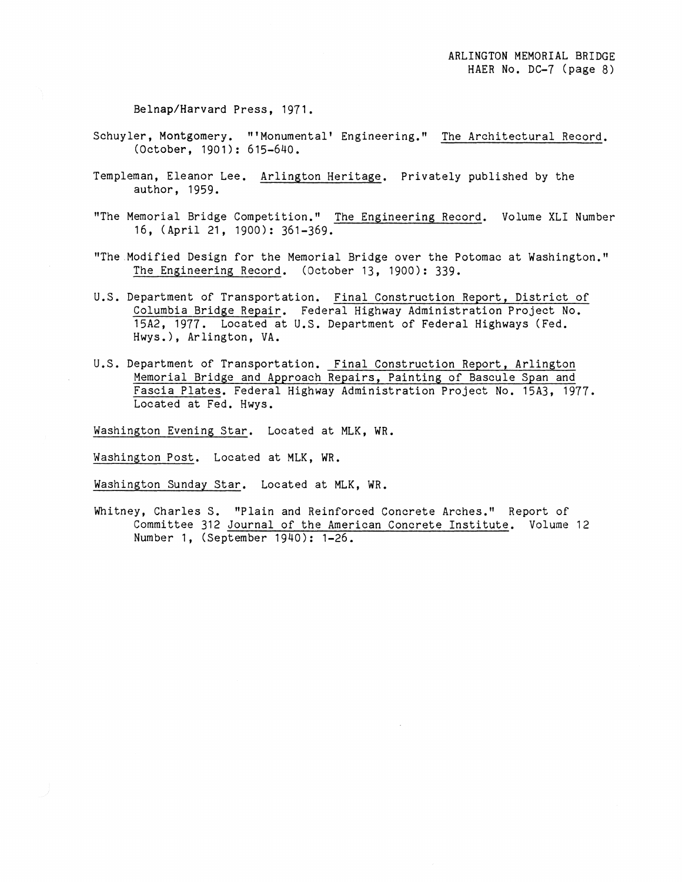Belnap/Harvard Press, 1971.

Schuyler, Montgomery. "'Monumental' Engineering." The Architectural Record. (October, 1901): 615-640.

Templeman, Eleanor Lee. Arlington Heritage. Privately published by the author, 1959.

"The Memorial Bridge Competition." The Engineering Record. Volume XLI Number 16, (April 21, 1900): 361-369.

"The Modified Design for the Memorial Bridge over the Potomac at Washington." The Engineering Record. (October 13, 1900): 339.

U.S. Department of Transportation. Final Construction Report, District of Columbia Bridge Repair. Federal Highway Administration Project No. 15A2, 1977. Located at U.S. Department of Federal Highways (Fed. Hwys.), Arlington, VA.

U.S. Department of Transportation. Final Construction Report, Arlington Memorial Bridge and Approach Repairs, Painting of Bascule Span and Fascia Plates. Federal Highway Administration Project No. 15A3, 1977. Located at Fed. Hwys.

Washington Evening Star. Located at MLK, WR.

Washington Post. Located at MLK, WR.

Washington Sunday Star. Located at MLK, WR.

Whitney, Charles S. "Plain and Reinforced Concrete Arches." Report of Committee 312 Journal of the American Concrete Institute. Volume 12 Number 1, (September 1940): 1-26.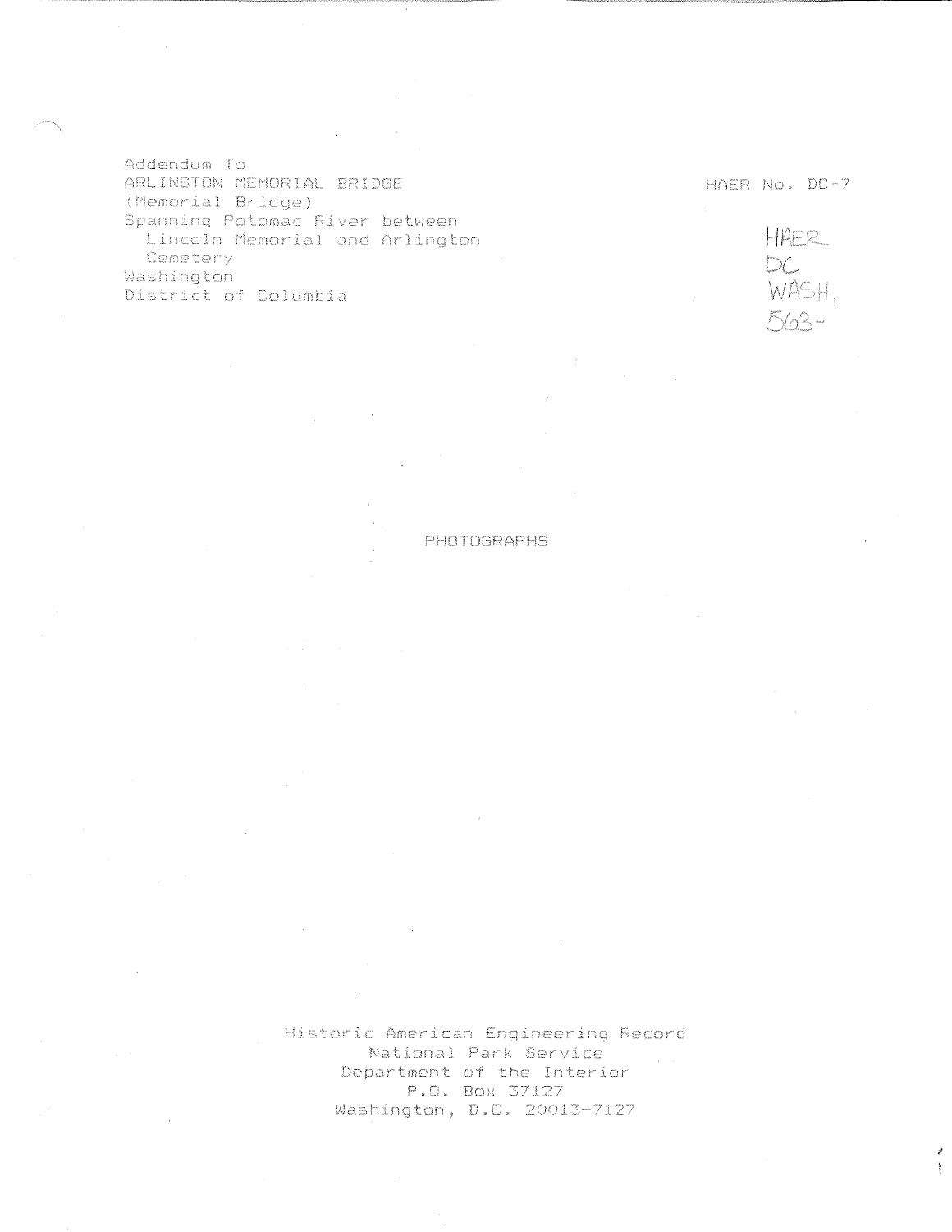Addendum To
ARLINGTON MEMORIAL BRIDGE
(Memorial Bridge)
Spanning Potomac River between
Lincoln Memorial and Arlington
Cemetery
Washington
District of Columbia

HAER No. DC-7

HAER
DC
WASH,
563-

PHOTOGRAPHS

Historic American Engineering Record
National Park Service
Department of the Interior
P.O. Box 37127
Washington, D.C. 20013-7127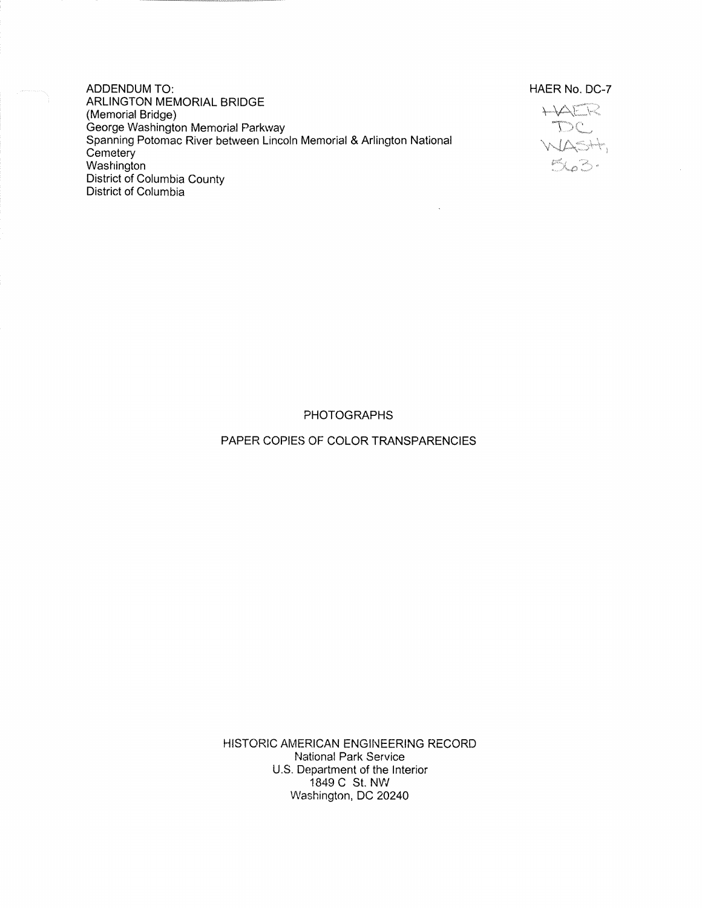ADDENDUM TO:
ARLINGTON MEMORIAL BRIDGE
(Memorial Bridge)
George Washington Memorial Parkway
Spanning Potomac River between Lincoln Memorial & Arlington National Cemetery
Washington
District of Columbia County
District of Columbia

HAER No. DC-7

HAER
DC
WASH,
563-

PHOTOGRAPHS

PAPER COPIES OF COLOR TRANSPARENCIES

HISTORIC AMERICAN ENGINEERING RECORD
National Park Service
U.S. Department of the Interior
1849 C St. NW
Washington, DC 20240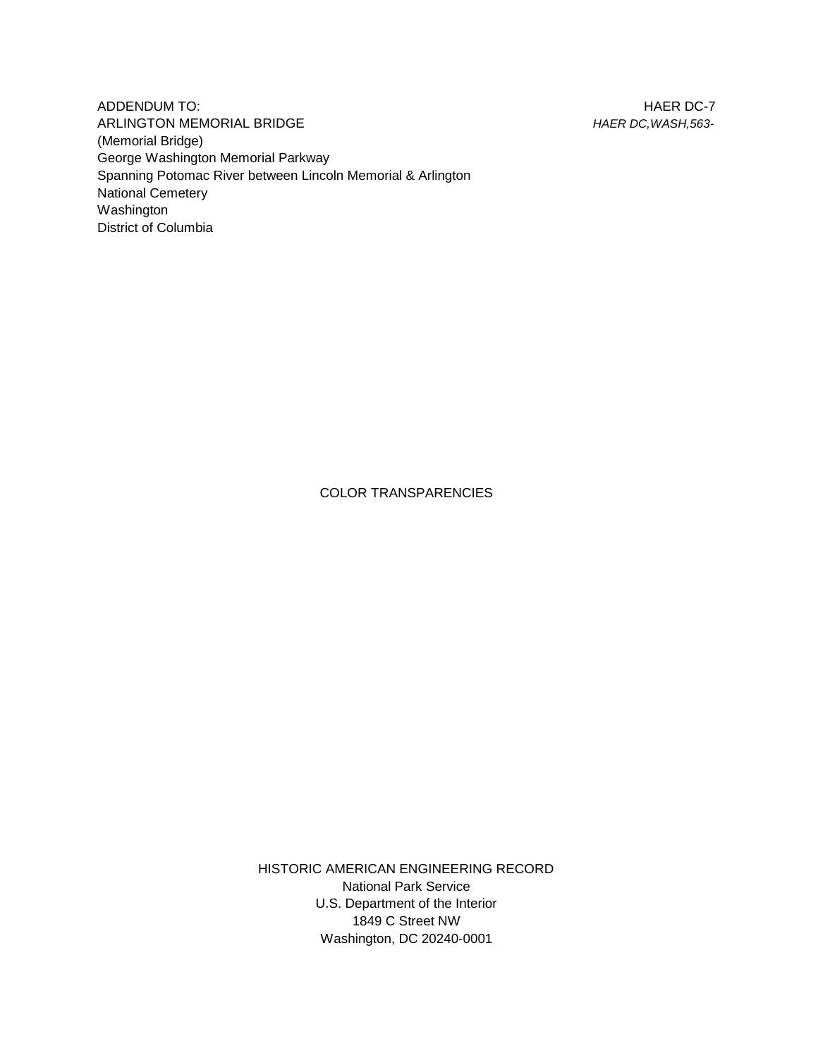ADDENDUM TO: HAER DC-7
ARLINGTON MEMORIAL BRIDGE *HAER DC,WASH,563-*
(Memorial Bridge)
George Washington Memorial Parkway
Spanning Potomac River between Lincoln Memorial & Arlington
National Cemetery
Washington
District of Columbia

COLOR TRANSPARENCIES

HISTORIC AMERICAN ENGINEERING RECORD
National Park Service
U.S. Department of the Interior
1849 C Street NW
Washington, DC 20240-0001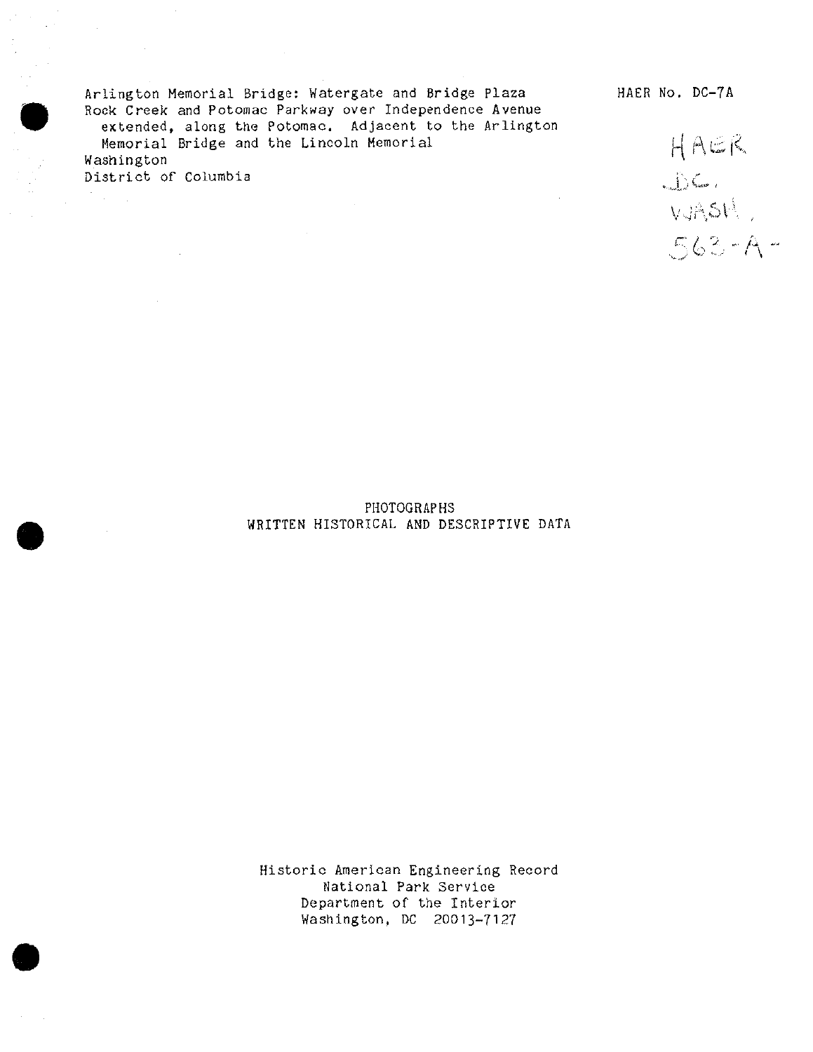Arlington Memorial Bridge: Watergate and Bridge Plaza
Rock Creek and Potomac Parkway over Independence Avenue
extended, along the Potomac. Adjacent to the Arlington
Memorial Bridge and the Lincoln Memorial
Washington
District of Columbia

HAER No. DC-7A

HAER
DC,
WASH,
563-A-

PHOTOGRAPHS
WRITTEN HISTORICAL AND DESCRIPTIVE DATA

Historic American Engineering Record
National Park Service
Department of the Interior
Washington, DC 20013-7127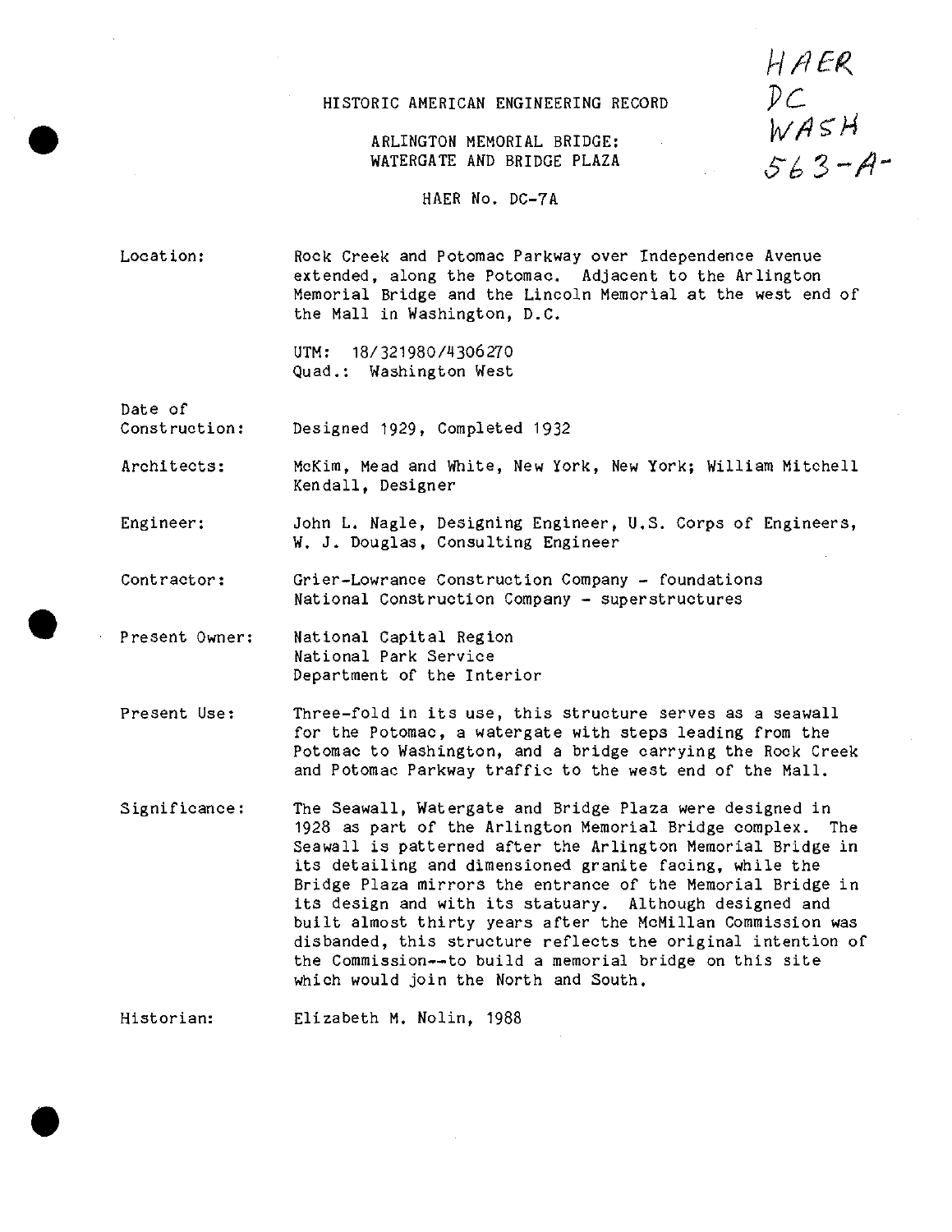HAER
DC
WASH
563-A-

HISTORIC AMERICAN ENGINEERING RECORD

ARLINGTON MEMORIAL BRIDGE:
WATERGATE AND BRIDGE PLAZA

HAER No. DC-7A

**Location:** Rock Creek and Potomac Parkway over Independence Avenue extended, along the Potomac. Adjacent to the Arlington Memorial Bridge and the Lincoln Memorial at the west end of the Mall in Washington, D.C.

UTM: 18/321980/4306270
Quad.: Washington West

**Date of Construction:** Designed 1929, Completed 1932

**Architects:** McKim, Mead and White, New York, New York; William Mitchell Kendall, Designer

**Engineer:** John L. Nagle, Designing Engineer, U.S. Corps of Engineers, W. J. Douglas, Consulting Engineer

**Contractor:** Grier-Lowrance Construction Company - foundations
National Construction Company - superstructures

**Present Owner:** National Capital Region
National Park Service
Department of the Interior

**Present Use:** Three-fold in its use, this structure serves as a seawall for the Potomac, a watergate with steps leading from the Potomac to Washington, and a bridge carrying the Rock Creek and Potomac Parkway traffic to the west end of the Mall.

**Significance:** The Seawall, Watergate and Bridge Plaza were designed in 1928 as part of the Arlington Memorial Bridge complex. The Seawall is patterned after the Arlington Memorial Bridge in its detailing and dimensioned granite facing, while the Bridge Plaza mirrors the entrance of the Memorial Bridge in its design and with its statuary. Although designed and built almost thirty years after the McMillan Commission was disbanded, this structure reflects the original intention of the Commission--to build a memorial bridge on this site which would join the North and South.

**Historian:** Elizabeth M. Nolin, 1988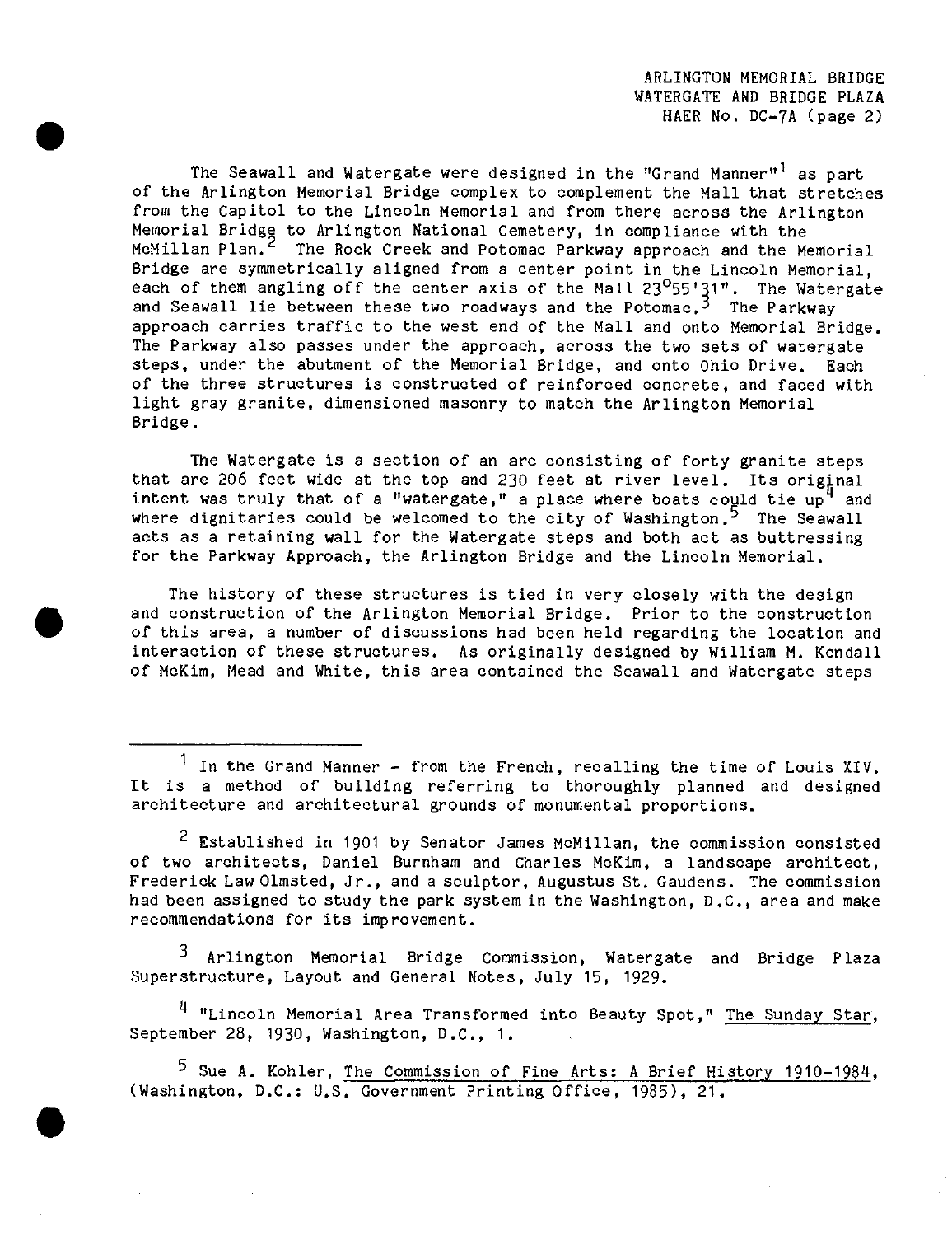The Seawall and Watergate were designed in the "Grand Manner"[1] as part of the Arlington Memorial Bridge complex to complement the Mall that stretches from the Capitol to the Lincoln Memorial and from there across the Arlington Memorial Bridge to Arlington National Cemetery, in compliance with the McMillan Plan.[2] The Rock Creek and Potomac Parkway approach and the Memorial Bridge are symmetrically aligned from a center point in the Lincoln Memorial, each of them angling off the center axis of the Mall 23°55'31". The Watergate and Seawall lie between these two roadways and the Potomac.[3] The Parkway approach carries traffic to the west end of the Mall and onto Memorial Bridge. The Parkway also passes under the approach, across the two sets of watergate steps, under the abutment of the Memorial Bridge, and onto Ohio Drive. Each of the three structures is constructed of reinforced concrete, and faced with light gray granite, dimensioned masonry to match the Arlington Memorial Bridge.

The Watergate is a section of an arc consisting of forty granite steps that are 206 feet wide at the top and 230 feet at river level. Its original intent was truly that of a "watergate," a place where boats could tie up[4] and where dignitaries could be welcomed to the city of Washington.[5] The Seawall acts as a retaining wall for the Watergate steps and both act as buttressing for the Parkway Approach, the Arlington Bridge and the Lincoln Memorial.

The history of these structures is tied in very closely with the design and construction of the Arlington Memorial Bridge. Prior to the construction of this area, a number of discussions had been held regarding the location and interaction of these structures. As originally designed by William M. Kendall of McKim, Mead and White, this area contained the Seawall and Watergate steps

---

[1] In the Grand Manner - from the French, recalling the time of Louis XIV. It is a method of building referring to thoroughly planned and designed architecture and architectural grounds of monumental proportions.

[2] Established in 1901 by Senator James McMillan, the commission consisted of two architects, Daniel Burnham and Charles McKim, a landscape architect, Frederick Law Olmsted, Jr., and a sculptor, Augustus St. Gaudens. The commission had been assigned to study the park system in the Washington, D.C., area and make recommendations for its improvement.

[3] Arlington Memorial Bridge Commission, Watergate and Bridge Plaza Superstructure, Layout and General Notes, July 15, 1929.

[4] "Lincoln Memorial Area Transformed into Beauty Spot," The Sunday Star, September 28, 1930, Washington, D.C., 1.

[5] Sue A. Kohler, The Commission of Fine Arts: A Brief History 1910-1984, (Washington, D.C.: U.S. Government Printing Office, 1985), 21.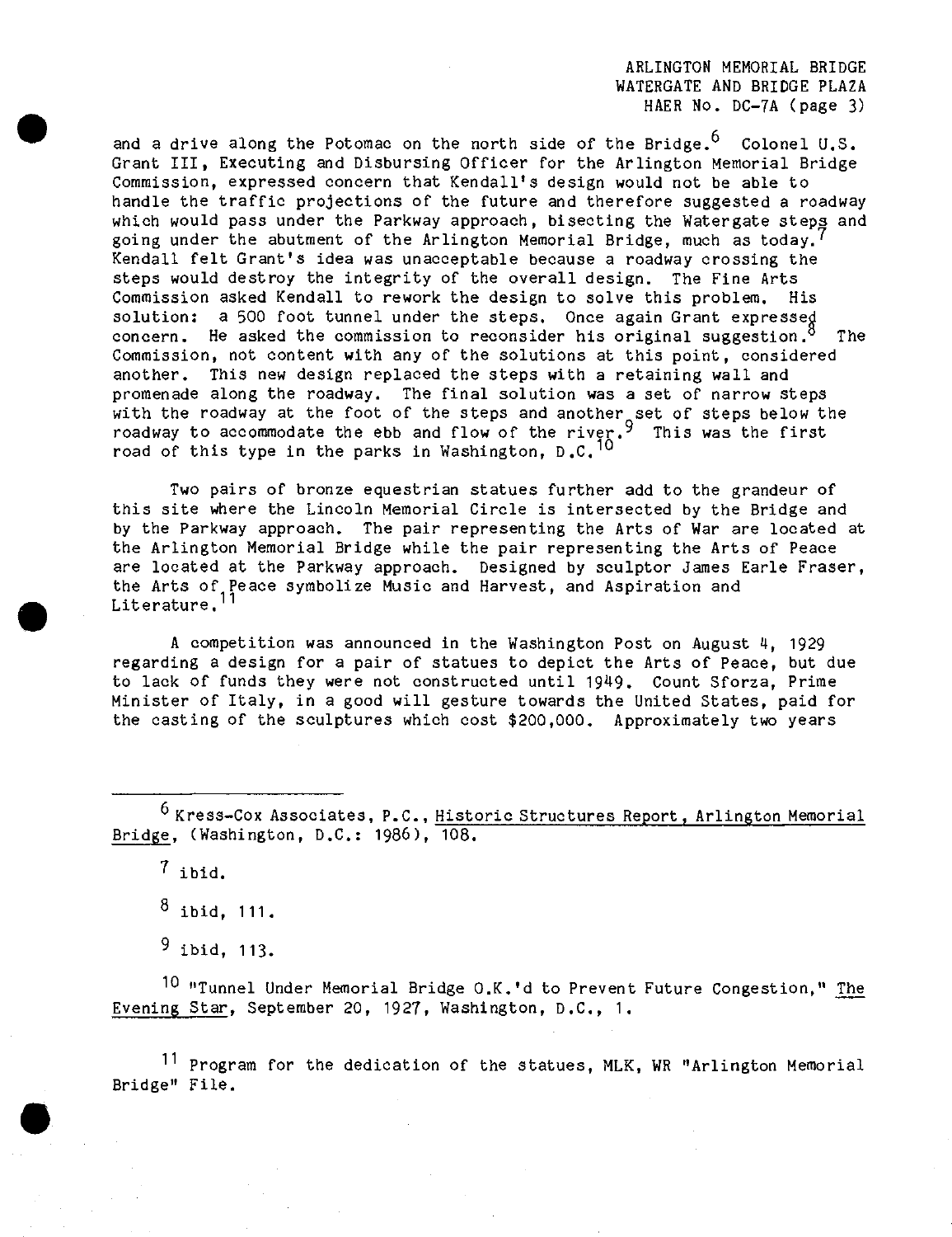and a drive along the Potomac on the north side of the Bridge.[6] Colonel U.S. Grant III, Executing and Disbursing Officer for the Arlington Memorial Bridge Commission, expressed concern that Kendall's design would not be able to handle the traffic projections of the future and therefore suggested a roadway which would pass under the Parkway approach, bisecting the Watergate steps and going under the abutment of the Arlington Memorial Bridge, much as today.[7] Kendall felt Grant's idea was unacceptable because a roadway crossing the steps would destroy the integrity of the overall design. The Fine Arts Commission asked Kendall to rework the design to solve this problem. His solution: a 500 foot tunnel under the steps. Once again Grant expressed concern. He asked the commission to reconsider his original suggestion.[8] The Commission, not content with any of the solutions at this point, considered another. This new design replaced the steps with a retaining wall and promenade along the roadway. The final solution was a set of narrow steps with the roadway at the foot of the steps and another set of steps below the roadway to accommodate the ebb and flow of the river.[9] This was the first road of this type in the parks in Washington, D.C.[10]

Two pairs of bronze equestrian statues further add to the grandeur of this site where the Lincoln Memorial Circle is intersected by the Bridge and by the Parkway approach. The pair representing the Arts of War are located at the Arlington Memorial Bridge while the pair representing the Arts of Peace are located at the Parkway approach. Designed by sculptor James Earle Fraser, the Arts of Peace symbolize Music and Harvest, and Aspiration and Literature.[11]

A competition was announced in the Washington Post on August 4, 1929 regarding a design for a pair of statues to depict the Arts of Peace, but due to lack of funds they were not constructed until 1949. Count Sforza, Prime Minister of Italy, in a good will gesture towards the United States, paid for the casting of the sculptures which cost $200,000. Approximately two years

---

[6] Kress-Cox Associates, P.C., Historic Structures Report, Arlington Memorial Bridge, (Washington, D.C.: 1986), 108.

[7] ibid.

[8] ibid, 111.

[9] ibid, 113.

[10] "Tunnel Under Memorial Bridge O.K.'d to Prevent Future Congestion," The Evening Star, September 20, 1927, Washington, D.C., 1.

[11] Program for the dedication of the statues, MLK, WR "Arlington Memorial Bridge" File.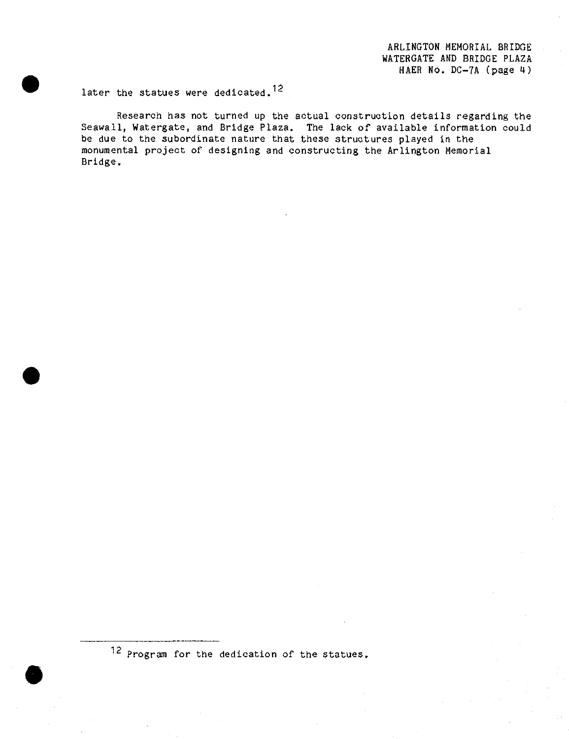later the statues were dedicated.[12]

Research has not turned up the actual construction details regarding the Seawall, Watergate, and Bridge Plaza. The lack of available information could be due to the subordinate nature that these structures played in the monumental project of designing and constructing the Arlington Memorial Bridge.

---

[12] Program for the dedication of the statues.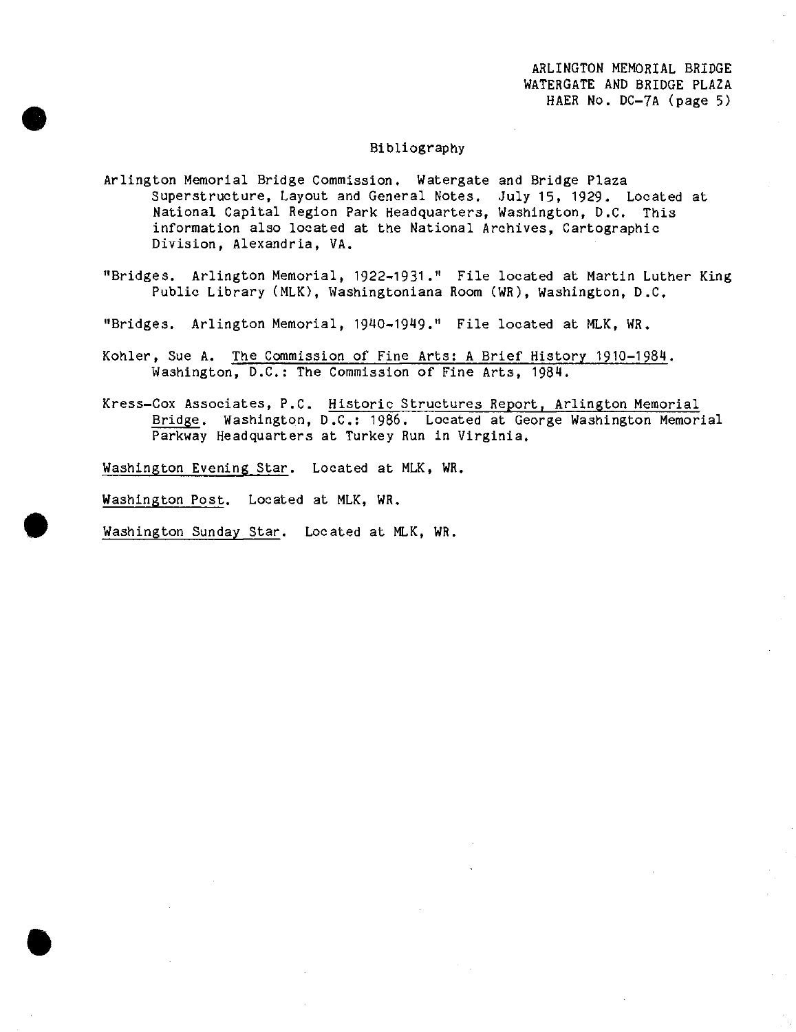## Bibliography

Arlington Memorial Bridge Commission. Watergate and Bridge Plaza Superstructure, Layout and General Notes. July 15, 1929. Located at National Capital Region Park Headquarters, Washington, D.C. This information also located at the National Archives, Cartographic Division, Alexandria, VA.

"Bridges. Arlington Memorial, 1922-1931." File located at Martin Luther King Public Library (MLK), Washingtoniana Room (WR), Washington, D.C.

"Bridges. Arlington Memorial, 1940-1949." File located at MLK, WR.

Kohler, Sue A. The Commission of Fine Arts: A Brief History 1910-1984. Washington, D.C.: The Commission of Fine Arts, 1984.

Kress-Cox Associates, P.C. Historic Structures Report, Arlington Memorial Bridge. Washington, D.C.: 1986. Located at George Washington Memorial Parkway Headquarters at Turkey Run in Virginia.

Washington Evening Star. Located at MLK, WR.

Washington Post. Located at MLK, WR.

Washington Sunday Star. Located at MLK, WR.